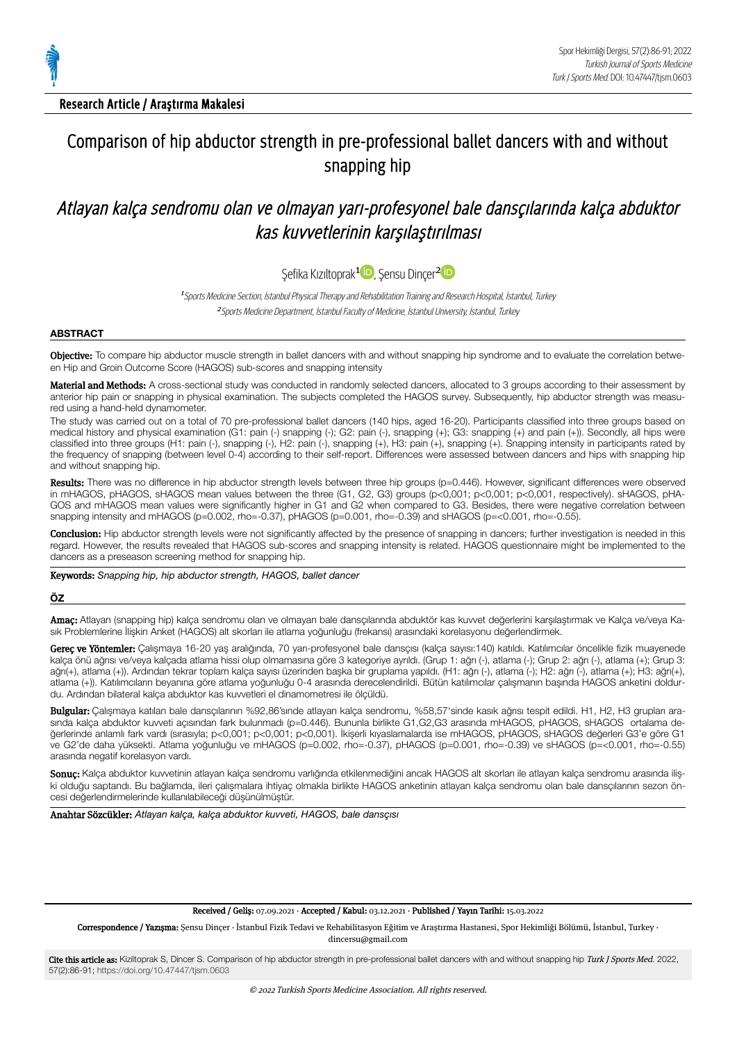Research Article / Araştırma Makalesi

# Comparison of hip abductor strength in pre-professional ballet dancers with and without snapping hip

# *Atlayan kalça sendromu olan ve olmayan yarı-profesyonel bale dansçılarında kalça abduktor kas kuvvetlerinin karşılaştırılması*

Şefika Kızıltoprak[1], Şensu Dinçer[2]

[1] *Sports Medicine Section, İstanbul Physical Therapy and Rehabilitation Training and Research Hospital, İstanbul, Turkey*

[2] *Sports Medicine Department, İstanbul Faculty of Medicine, İstanbul University, İstanbul, Turkey*

## ABSTRACT

**Objective:** To compare hip abductor muscle strength in ballet dancers with and without snapping hip syndrome and to evaluate the correlation between Hip and Groin Outcome Score (HAGOS) sub-scores and snapping intensity

**Material and Methods:** A cross-sectional study was conducted in randomly selected dancers, allocated to 3 groups according to their assessment by anterior hip pain or snapping in physical examination. The subjects completed the HAGOS survey. Subsequently, hip abductor strength was measured using a hand-held dynamometer.

The study was carried out on a total of 70 pre-professional ballet dancers (140 hips, aged 16-20). Participants classified into three groups based on medical history and physical examination (G1: pain (-) snapping (-); G2: pain (-), snapping (+); G3: snapping (+) and pain (+)). Secondly, all hips were classified into three groups (H1: pain (-), snapping (-), H2: pain (-), snapping (+), H3: pain (+), snapping (+). Snapping intensity in participants rated by the frequency of snapping (between level 0-4) according to their self-report. Differences were assessed between dancers and hips with snapping hip and without snapping hip.

**Results:** There was no difference in hip abductor strength levels between three hip groups (p=0.446). However, significant differences were observed in mHAGOS, pHAGOS, sHAGOS mean values between the three (G1, G2, G3) groups (p<0,001; p<0,001; p<0,001, respectively). sHAGOS, pHAGOS and mHAGOS mean values were significantly higher in G1 and G2 when compared to G3. Besides, there were negative correlation between snapping intensity and mHAGOS (p=0.002, rho=-0.37), pHAGOS (p=0.001, rho=-0.39) and sHAGOS (p=<0.001, rho=-0.55).

**Conclusion:** Hip abductor strength levels were not significantly affected by the presence of snapping in dancers; further investigation is needed in this regard. However, the results revealed that HAGOS sub-scores and snapping intensity is related. HAGOS questionnaire might be implemented to the dancers as a preseason screening method for snapping hip.

**Keywords:** *Snapping hip, hip abductor strength, HAGOS, ballet dancer*

## ÖZ

**Amaç:** Atlayan (snapping hip) kalça sendromu olan ve olmayan bale dansçılarında abduktör kas kuvvet değerlerini karşılaştırmak ve Kalça ve/veya Kasık Problemlerine İlişkin Anket (HAGOS) alt skorları ile atlama yoğunluğu (frekansı) arasındaki korelasyonu değerlendirmek.

**Gereç ve Yöntemler:** Çalışmaya 16-20 yaş aralığında, 70 yarı-profesyonel bale dansçısı (kalça sayısı:140) katıldı. Katılımcılar öncelikle fizik muayenede kalça önü ağrısı ve/veya kalçada atlama hissi olup olmamasına göre 3 kategoriye ayrıldı. (Grup 1: ağrı (-), atlama (-); Grup 2: ağrı (-), atlama (+); Grup 3: ağrı(+), atlama (+)). Ardından tekrar toplam kalça sayısı üzerinden başka bir gruplama yapıldı. (H1: ağrı (-), atlama (-); H2: ağrı (-), atlama (+); H3: ağrı(+), atlama (+)). Katılımcıların beyanına göre atlama yoğunluğu 0-4 arasında derecelendirildi. Bütün katılımcılar çalışmanın başında HAGOS anketini doldurdu. Ardından bilateral kalça abduktor kas kuvvetleri el dinamometresi ile ölçüldü.

**Bulgular:** Çalışmaya katılan bale dansçılarının %92,86'sında atlayan kalça sendromu, %58,57'sinde kasık ağrısı tespit edildi. H1, H2, H3 grupları arasında kalça abduktor kuvveti açısından fark bulunmadı (p=0.446). Bununla birlikte G1,G2,G3 arasında mHAGOS, pHAGOS, sHAGOS ortalama değerlerinde anlamlı fark vardı (sırasıyla; p<0,001; p<0,001; p<0,001). İkişerli kıyaslamalarda ise mHAGOS, pHAGOS, sHAGOS değerleri G3'e göre G1 ve G2'de daha yüksekti. Atlama yoğunluğu ve mHAGOS (p=0.002, rho=-0.37), pHAGOS (p=0.001, rho=-0.39) ve sHAGOS (p=<0.001, rho=-0.55) arasında negatif korelasyon vardı.

**Sonuç:** Kalça abduktor kuvvetinin atlayan kalça sendromu varlığında etkilenmediğini ancak HAGOS alt skorları ile atlayan kalça sendromu arasında ilişki olduğu saptandı. Bu bağlamda, ileri çalışmalara ihtiyaç olmakla birlikte HAGOS anketinin atlayan kalça sendromu olan bale dansçılarının sezon öncesi değerlendirmelerinde kullanılabileceği düşünülmüştür.

**Anahtar Sözcükler:** *Atlayan kalça, kalça abduktor kuvveti, HAGOS, bale dansçısı*

**Received / Geliş:** 07.09.2021 · **Accepted / Kabul:** 03.12.2021 · **Published / Yayın Tarihi:** 15.03.2022

**Correspondence / Yazışma:** Şensu Dinçer · İstanbul Fizik Tedavi ve Rehabilitasyon Eğitim ve Araştırma Hastanesi, Spor Hekimliği Bölümü, İstanbul, Turkey · dincersu@gmail.com

**Cite this article as:** Kiziltoprak S, Dincer S. Comparison of hip abductor strength in pre-professional ballet dancers with and without snapping hip *Turk J Sports Med.* 2022, 57(2):86-91; https://doi.org/10.47447/tjsm.0603

*© 2022 Turkish Sports Medicine Association. All rights reserved.*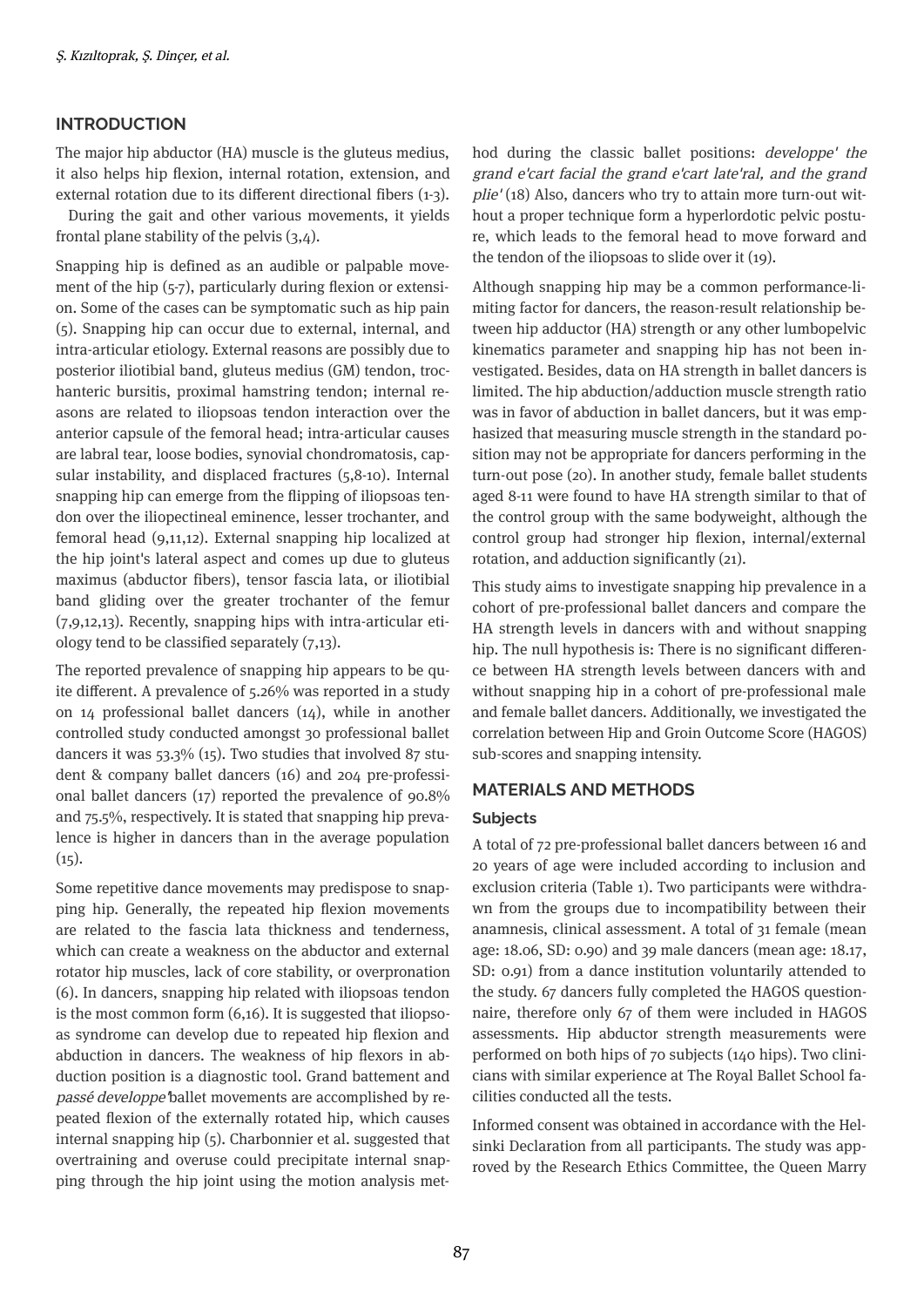## INTRODUCTION

The major hip abductor (HA) muscle is the gluteus medius, it also helps hip flexion, internal rotation, extension, and external rotation due to its different directional fibers (1-3).

During the gait and other various movements, it yields frontal plane stability of the pelvis (3,4).

Snapping hip is defined as an audible or palpable movement of the hip (5-7), particularly during flexion or extension. Some of the cases can be symptomatic such as hip pain (5). Snapping hip can occur due to external, internal, and intra-articular etiology. External reasons are possibly due to posterior iliotibial band, gluteus medius (GM) tendon, trochanteric bursitis, proximal hamstring tendon; internal reasons are related to iliopsoas tendon interaction over the anterior capsule of the femoral head; intra-articular causes are labral tear, loose bodies, synovial chondromatosis, capsular instability, and displaced fractures (5,8-10). Internal snapping hip can emerge from the flipping of iliopsoas tendon over the iliopectineal eminence, lesser trochanter, and femoral head (9,11,12). External snapping hip localized at the hip joint's lateral aspect and comes up due to gluteus maximus (abductor fibers), tensor fascia lata, or iliotibial band gliding over the greater trochanter of the femur (7,9,12,13). Recently, snapping hips with intra-articular etiology tend to be classified separately (7,13).

The reported prevalence of snapping hip appears to be quite different. A prevalence of 5.26% was reported in a study on 14 professional ballet dancers (14), while in another controlled study conducted amongst 30 professional ballet dancers it was 53.3% (15). Two studies that involved 87 student & company ballet dancers (16) and 204 pre-professional ballet dancers (17) reported the prevalence of 90.8% and 75.5%, respectively. It is stated that snapping hip prevalence is higher in dancers than in the average population (15).

Some repetitive dance movements may predispose to snapping hip. Generally, the repeated hip flexion movements are related to the fascia lata thickness and tenderness, which can create a weakness on the abductor and external rotator hip muscles, lack of core stability, or overpronation (6). In dancers, snapping hip related with iliopsoas tendon is the most common form (6,16). It is suggested that iliopsoas syndrome can develop due to repeated hip flexion and abduction in dancers. The weakness of hip flexors in abduction position is a diagnostic tool. Grand battement and *passé developpe'* ballet movements are accomplished by repeated flexion of the externally rotated hip, which causes internal snapping hip (5). Charbonnier et al. suggested that overtraining and overuse could precipitate internal snapping through the hip joint using the motion analysis method during the classic ballet positions: *developpe' the grand e'cart facial the grand e'cart late'ral, and the grand plie'* (18) Also, dancers who try to attain more turn-out without a proper technique form a hyperlordotic pelvic posture, which leads to the femoral head to move forward and the tendon of the iliopsoas to slide over it (19).

Although snapping hip may be a common performance-limiting factor for dancers, the reason-result relationship between hip adductor (HA) strength or any other lumbopelvic kinematics parameter and snapping hip has not been investigated. Besides, data on HA strength in ballet dancers is limited. The hip abduction/adduction muscle strength ratio was in favor of abduction in ballet dancers, but it was emphasized that measuring muscle strength in the standard position may not be appropriate for dancers performing in the turn-out pose (20). In another study, female ballet students aged 8-11 were found to have HA strength similar to that of the control group with the same bodyweight, although the control group had stronger hip flexion, internal/external rotation, and adduction significantly (21).

This study aims to investigate snapping hip prevalence in a cohort of pre-professional ballet dancers and compare the HA strength levels in dancers with and without snapping hip. The null hypothesis is: There is no significant difference between HA strength levels between dancers with and without snapping hip in a cohort of pre-professional male and female ballet dancers. Additionally, we investigated the correlation between Hip and Groin Outcome Score (HAGOS) sub-scores and snapping intensity.

## MATERIALS AND METHODS

### Subjects

A total of 72 pre-professional ballet dancers between 16 and 20 years of age were included according to inclusion and exclusion criteria (Table 1). Two participants were withdrawn from the groups due to incompatibility between their anamnesis, clinical assessment. A total of 31 female (mean age: 18.06, SD: 0.90) and 39 male dancers (mean age: 18.17, SD: 0.91) from a dance institution voluntarily attended to the study. 67 dancers fully completed the HAGOS questionnaire, therefore only 67 of them were included in HAGOS assessments. Hip abductor strength measurements were performed on both hips of 70 subjects (140 hips). Two clinicians with similar experience at The Royal Ballet School facilities conducted all the tests.

Informed consent was obtained in accordance with the Helsinki Declaration from all participants. The study was approved by the Research Ethics Committee, the Queen Marry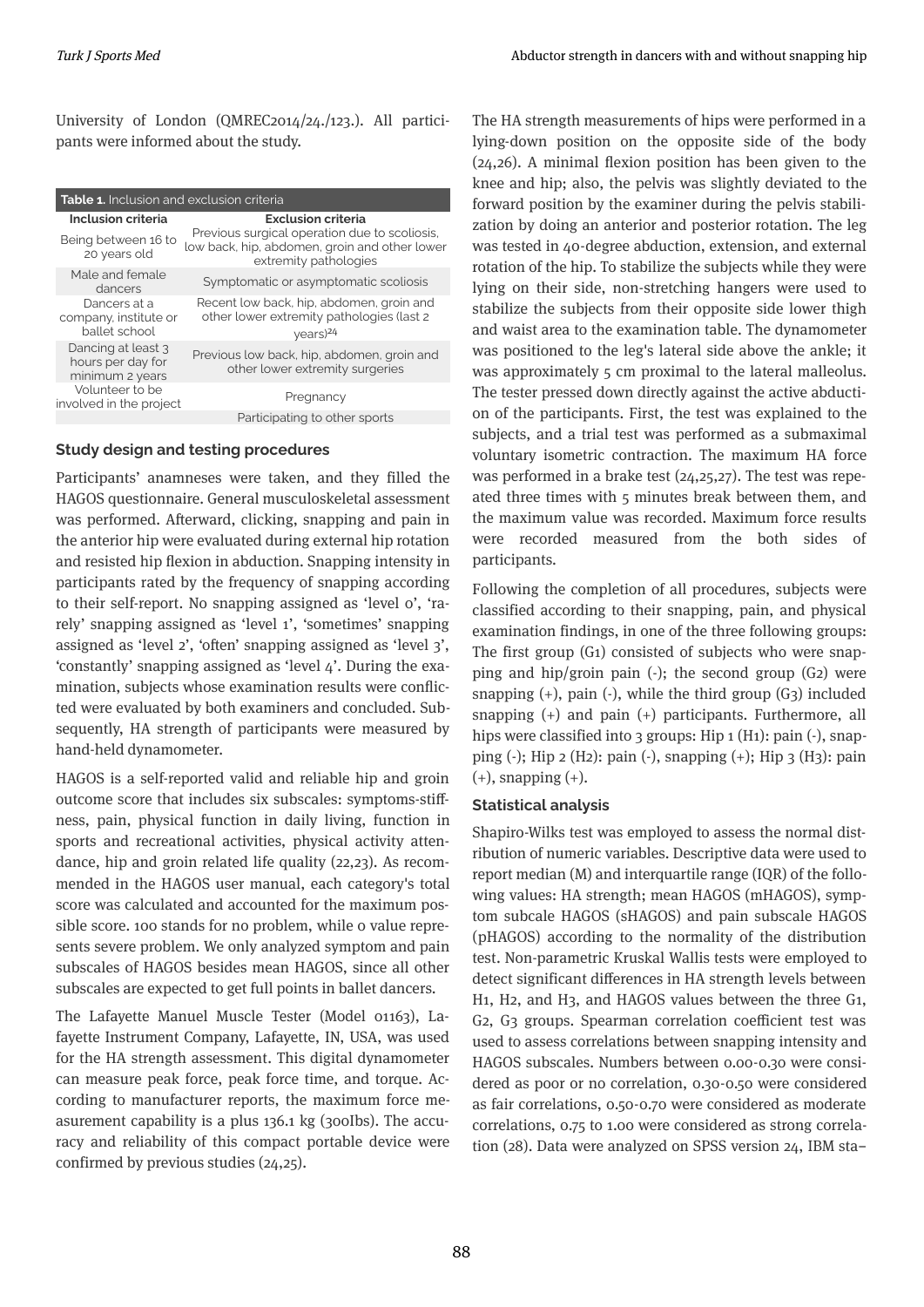University of London (QMREC2014/24./123.). All participants were informed about the study.

**Table 1.** Inclusion and exclusion criteria

| Inclusion criteria | Exclusion criteria |
|---|---|
| Being between 16 to 20 years old | Previous surgical operation due to scoliosis, low back, hip, abdomen, groin and other lower extremity pathologies |
| Male and female dancers | Symptomatic or asymptomatic scoliosis |
| Dancers at a company, institute or ballet school | Recent low back, hip, abdomen, groin and other lower extremity pathologies (last 2 years)[24] |
| Dancing at least 3 hours per day for minimum 2 years | Previous low back, hip, abdomen, groin and other lower extremity surgeries |
| Volunteer to be involved in the project | Pregnancy |
| | Participating to other sports |

### Study design and testing procedures

Participants' anamneses were taken, and they filled the HAGOS questionnaire. General musculoskeletal assessment was performed. Afterward, clicking, snapping and pain in the anterior hip were evaluated during external hip rotation and resisted hip flexion in abduction. Snapping intensity in participants rated by the frequency of snapping according to their self-report. No snapping assigned as 'level 0', 'rarely' snapping assigned as 'level 1', 'sometimes' snapping assigned as 'level 2', 'often' snapping assigned as 'level 3', 'constantly' snapping assigned as 'level 4'. During the examination, subjects whose examination results were conflicted were evaluated by both examiners and concluded. Subsequently, HA strength of participants were measured by hand-held dynamometer.

HAGOS is a self-reported valid and reliable hip and groin outcome score that includes six subscales: symptoms-stiffness, pain, physical function in daily living, function in sports and recreational activities, physical activity attendance, hip and groin related life quality (22,23). As recommended in the HAGOS user manual, each category's total score was calculated and accounted for the maximum possible score. 100 stands for no problem, while 0 value represents severe problem. We only analyzed symptom and pain subscales of HAGOS besides mean HAGOS, since all other subscales are expected to get full points in ballet dancers.

The Lafayette Manuel Muscle Tester (Model 01163), Lafayette Instrument Company, Lafayette, IN, USA, was used for the HA strength assessment. This digital dynamometer can measure peak force, peak force time, and torque. According to manufacturer reports, the maximum force measurement capability is a plus 136.1 kg (300Ibs). The accuracy and reliability of this compact portable device were confirmed by previous studies (24,25).

The HA strength measurements of hips were performed in a lying-down position on the opposite side of the body (24,26). A minimal flexion position has been given to the knee and hip; also, the pelvis was slightly deviated to the forward position by the examiner during the pelvis stabilization by doing an anterior and posterior rotation. The leg was tested in 40-degree abduction, extension, and external rotation of the hip. To stabilize the subjects while they were lying on their side, non-stretching hangers were used to stabilize the subjects from their opposite side lower thigh and waist area to the examination table. The dynamometer was positioned to the leg's lateral side above the ankle; it was approximately 5 cm proximal to the lateral malleolus. The tester pressed down directly against the active abduction of the participants. First, the test was explained to the subjects, and a trial test was performed as a submaximal voluntary isometric contraction. The maximum HA force was performed in a brake test (24,25,27). The test was repeated three times with 5 minutes break between them, and the maximum value was recorded. Maximum force results were recorded measured from the both sides of participants.

Following the completion of all procedures, subjects were classified according to their snapping, pain, and physical examination findings, in one of the three following groups: The first group (G1) consisted of subjects who were snapping and hip/groin pain (-); the second group (G2) were snapping (+), pain (-), while the third group (G3) included snapping (+) and pain (+) participants. Furthermore, all hips were classified into 3 groups: Hip 1 (H1): pain (-), snapping (-); Hip 2 (H2): pain (-), snapping (+); Hip 3 (H3): pain (+), snapping (+).

### Statistical analysis

Shapiro-Wilks test was employed to assess the normal distribution of numeric variables. Descriptive data were used to report median (M) and interquartile range (IQR) of the following values: HA strength; mean HAGOS (mHAGOS), symptom subcale HAGOS (sHAGOS) and pain subscale HAGOS (pHAGOS) according to the normality of the distribution test. Non-parametric Kruskal Wallis tests were employed to detect significant differences in HA strength levels between H1, H2, and H3, and HAGOS values between the three G1, G2, G3 groups. Spearman correlation coefficient test was used to assess correlations between snapping intensity and HAGOS subscales. Numbers between 0.00-0.30 were considered as poor or no correlation, 0.30-0.50 were considered as fair correlations, 0.50-0.70 were considered as moderate correlations, 0.75 to 1.00 were considered as strong correlation (28). Data were analyzed on SPSS version 24, IBM sta–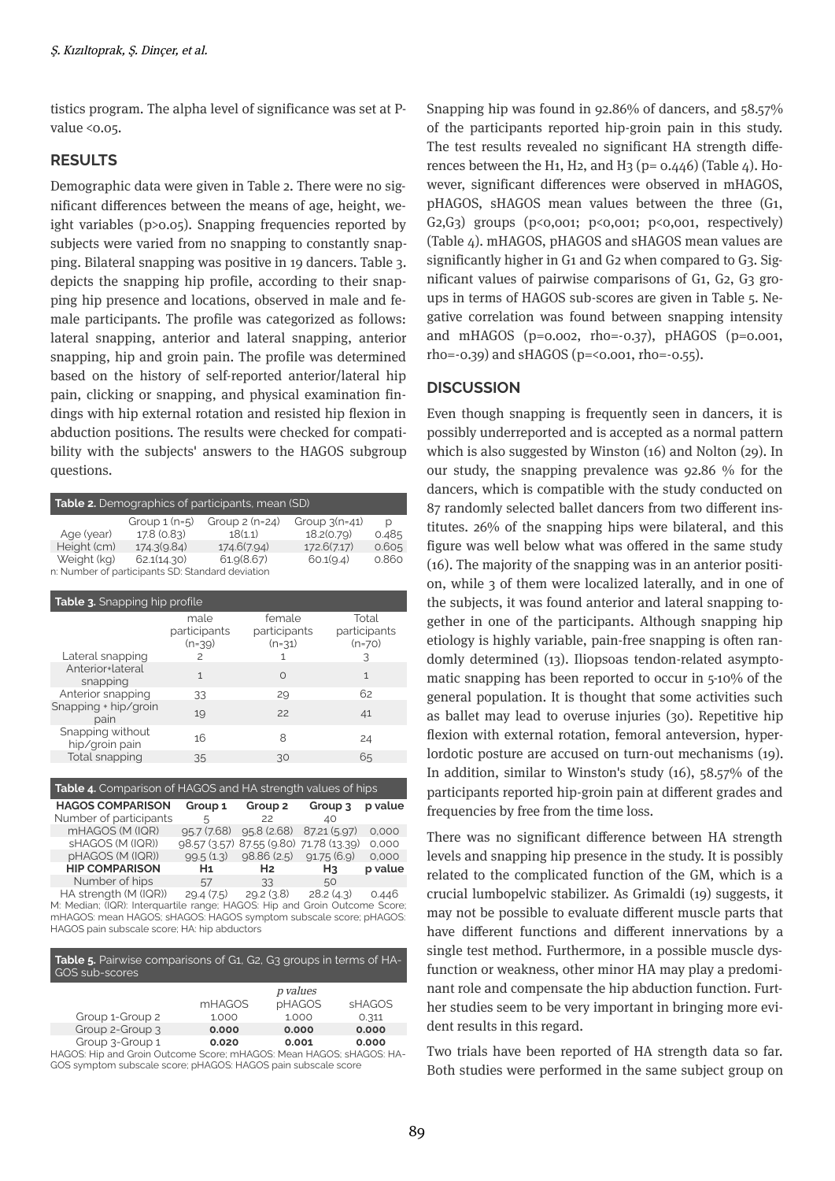tistics program. The alpha level of significance was set at P-value <0.05.

## RESULTS

Demographic data were given in Table 2. There were no significant differences between the means of age, height, weight variables (p>0.05). Snapping frequencies reported by subjects were varied from no snapping to constantly snapping. Bilateral snapping was positive in 19 dancers. Table 3. depicts the snapping hip profile, according to their snapping hip presence and locations, observed in male and female participants. The profile was categorized as follows: lateral snapping, anterior and lateral snapping, anterior snapping, hip and groin pain. The profile was determined based on the history of self-reported anterior/lateral hip pain, clicking or snapping, and physical examination findings with hip external rotation and resisted hip flexion in abduction positions. The results were checked for compatibility with the subjects' answers to the HAGOS subgroup questions.

**Table 2.** Demographics of participants, mean (SD)

| | Group 1 (n=5) | Group 2 (n=24) | Group 3(n=41) | p |
|---|---|---|---|---|
| Age (year) | 17.8 (0.83) | 18(1.1) | 18.2(0.79) | 0.485 |
| Height (cm) | 174.3(9.84) | 174.6(7.94) | 172.6(7.17) | 0.605 |
| Weight (kg) | 62.1(14.30) | 61.9(8.67) | 60.1(9.4) | 0.860 |

n: Number of participants SD: Standard deviation

**Table 3.** Snapping hip profile

| | male participants (n=39) | female participants (n=31) | Total participants (n=70) |
|---|---|---|---|
| Lateral snapping | 2 | 1 | 3 |
| Anterior+lateral snapping | 1 | 0 | 1 |
| Anterior snapping | 33 | 29 | 62 |
| Snapping + hip/groin pain | 19 | 22 | 41 |
| Snapping without hip/groin pain | 16 | 8 | 24 |
| Total snapping | 35 | 30 | 65 |

**Table 4.** Comparison of HAGOS and HA strength values of hips

| **HAGOS COMPARISON** | **Group 1** | **Group 2** | **Group 3** | **p value** |
|---|---|---|---|---|
| Number of participants | 5 | 22 | 40 | |
| mHAGOS (M (IQR) | 95.7 (7.68) | 95.8 (2.68) | 87.21 (5.97) | 0,000 |
| sHAGOS (M (IQR)) | 98.57 (3.57) | 87.55 (9.80) | 71.78 (13.39) | 0,000 |
| pHAGOS (M (IQR)) | 99.5 (1.3) | 98.86 (2.5) | 91.75 (6.9) | 0,000 |
| **HIP COMPARISON** | **H1** | **H2** | **H3** | **p value** |
| Number of hips | 57 | 33 | 50 | |
| HA strength (M (IQR)) | 29.4 (7.5) | 29.2 (3.8) | 28.2 (4.3) | 0.446 |

M: Median; (IQR): Interquartile range; HAGOS: Hip and Groin Outcome Score; mHAGOS: mean HAGOS; sHAGOS: HAGOS symptom subscale score; pHAGOS: HAGOS pain subscale score; HA: hip abductors

**Table 5.** Pairwise comparisons of G1, G2, G3 groups in terms of HAGOS sub-scores

| | *p values* | | |
|---|---|---|---|
| | mHAGOS | pHAGOS | sHAGOS |
| Group 1-Group 2 | 1.000 | 1.000 | 0.311 |
| Group 2-Group 3 | **0.000** | **0.000** | **0.000** |
| Group 3-Group 1 | **0.020** | **0.001** | **0.000** |

HAGOS: Hip and Groin Outcome Score; mHAGOS: Mean HAGOS; sHAGOS: HAGOS symptom subscale score; pHAGOS: HAGOS pain subscale score

Snapping hip was found in 92.86% of dancers, and 58.57% of the participants reported hip-groin pain in this study. The test results revealed no significant HA strength differences between the H1, H2, and H3 (p= 0.446) (Table 4). However, significant differences were observed in mHAGOS, pHAGOS, sHAGOS mean values between the three (G1, G2,G3) groups (p<0,001; p<0,001; p<0,001, respectively) (Table 4). mHAGOS, pHAGOS and sHAGOS mean values are significantly higher in G1 and G2 when compared to G3. Significant values of pairwise comparisons of G1, G2, G3 groups in terms of HAGOS sub-scores are given in Table 5. Negative correlation was found between snapping intensity and mHAGOS (p=0.002, rho=-0.37), pHAGOS (p=0.001, rho=-0.39) and sHAGOS (p=<0.001, rho=-0.55).

## DISCUSSION

Even though snapping is frequently seen in dancers, it is possibly underreported and is accepted as a normal pattern which is also suggested by Winston (16) and Nolton (29). In our study, the snapping prevalence was 92.86 % for the dancers, which is compatible with the study conducted on 87 randomly selected ballet dancers from two different institutes. 26% of the snapping hips were bilateral, and this figure was well below what was offered in the same study (16). The majority of the snapping was in an anterior position, while 3 of them were localized laterally, and in one of the subjects, it was found anterior and lateral snapping together in one of the participants. Although snapping hip etiology is highly variable, pain-free snapping is often randomly determined (13). Iliopsoas tendon-related asymptomatic snapping has been reported to occur in 5-10% of the general population. It is thought that some activities such as ballet may lead to overuse injuries (30). Repetitive hip flexion with external rotation, femoral anteversion, hyperlordotic posture are accused on turn-out mechanisms (19). In addition, similar to Winston's study (16), 58.57% of the participants reported hip-groin pain at different grades and frequencies by free from the time loss.

There was no significant difference between HA strength levels and snapping hip presence in the study. It is possibly related to the complicated function of the GM, which is a crucial lumbopelvic stabilizer. As Grimaldi (19) suggests, it may not be possible to evaluate different muscle parts that have different functions and different innervations by a single test method. Furthermore, in a possible muscle dysfunction or weakness, other minor HA may play a predominant role and compensate the hip abduction function. Further studies seem to be very important in bringing more evident results in this regard.

Two trials have been reported of HA strength data so far. Both studies were performed in the same subject group on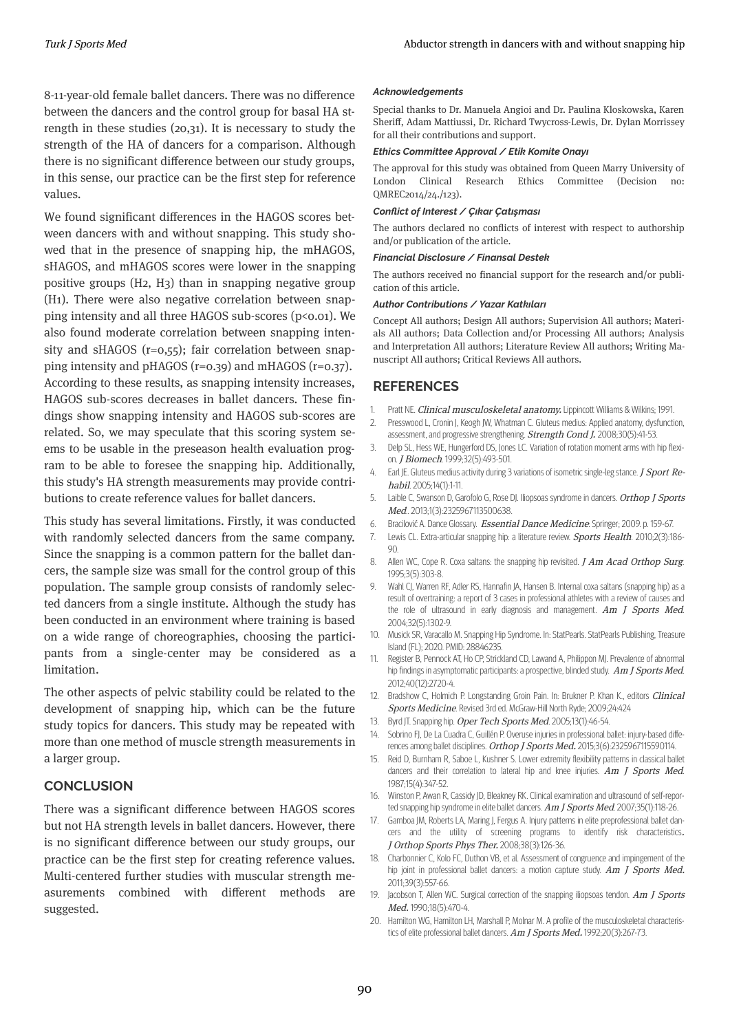8-11-year-old female ballet dancers. There was no difference between the dancers and the control group for basal HA strength in these studies (20,31). It is necessary to study the strength of the HA of dancers for a comparison. Although there is no significant difference between our study groups, in this sense, our practice can be the first step for reference values.

We found significant differences in the HAGOS scores between dancers with and without snapping. This study showed that in the presence of snapping hip, the mHAGOS, sHAGOS, and mHAGOS scores were lower in the snapping positive groups (H2, H3) than in snapping negative group (H1). There were also negative correlation between snapping intensity and all three HAGOS sub-scores ($p<0.01$). We also found moderate correlation between snapping intensity and sHAGOS ($r=0,55$); fair correlation between snapping intensity and pHAGOS ($r=0.39$) and mHAGOS ($r=0.37$). According to these results, as snapping intensity increases, HAGOS sub-scores decreases in ballet dancers. These findings show snapping intensity and HAGOS sub-scores are related. So, we may speculate that this scoring system seems to be usable in the preseason health evaluation program to be able to foresee the snapping hip. Additionally, this study's HA strength measurements may provide contributions to create reference values for ballet dancers.

This study has several limitations. Firstly, it was conducted with randomly selected dancers from the same company. Since the snapping is a common pattern for the ballet dancers, the sample size was small for the control group of this population. The sample group consists of randomly selected dancers from a single institute. Although the study has been conducted in an environment where training is based on a wide range of choreographies, choosing the participants from a single-center may be considered as a limitation.

The other aspects of pelvic stability could be related to the development of snapping hip, which can be the future study topics for dancers. This study may be repeated with more than one method of muscle strength measurements in a larger group.

## CONCLUSION

There was a significant difference between HAGOS scores but not HA strength levels in ballet dancers. However, there is no significant difference between our study groups, our practice can be the first step for creating reference values. Multi-centered further studies with muscular strength measurements combined with different methods are suggested.

#### *Acknowledgements*

Special thanks to Dr. Manuela Angioi and Dr. Paulina Kloskowska, Karen Sheriff, Adam Mattiussi, Dr. Richard Twycross-Lewis, Dr. Dylan Morrissey for all their contributions and support.

#### *Ethics Committee Approval / Etik Komite Onayı*

The approval for this study was obtained from Queen Marry University of London Clinical Research Ethics Committee (Decision no: QMREC2014/24./123).

#### *Conflict of Interest / Çıkar Çatışması*

The authors declared no conflicts of interest with respect to authorship and/or publication of the article.

#### *Financial Disclosure / Finansal Destek*

The authors received no financial support for the research and/or publication of this article.

#### *Author Contributions / Yazar Katkıları*

Concept All authors; Design All authors; Supervision All authors; Materials All authors; Data Collection and/or Processing All authors; Analysis and Interpretation All authors; Literature Review All authors; Writing Manuscript All authors; Critical Reviews All authors.

## REFERENCES

1. Pratt NE. *Clinical musculoskeletal anatomy*. Lippincott Williams & Wilkins; 1991.
2. Presswood L, Cronin J, Keogh JW, Whatman C. Gluteus medius: Applied anatomy, dysfunction, assessment, and progressive strengthening. *Strength Cond J.* 2008;30(5):41-53.
3. Delp SL, Hess WE, Hungerford DS, Jones LC. Variation of rotation moment arms with hip flexion. *J Biomech*. 1999;32(5):493-501.
4. Earl JE. Gluteus medius activity during 3 variations of isometric single-leg stance. *J Sport Rehabil*. 2005;14(1):1-11.
5. Laible C, Swanson D, Garofolo G, Rose DJ. Iliopsoas syndrome in dancers. *Orthop J Sports Med*.. 2013;1(3):2325967113500638.
6. Bracilović A. Dance Glossary. *Essential Dance Medicine*. Springer; 2009. p. 159-67.
7. Lewis CL. Extra-articular snapping hip: a literature review. *Sports Health*. 2010;2(3):186-90.
8. Allen WC, Cope R. Coxa saltans: the snapping hip revisited. *J Am Acad Orthop Surg*. 1995;3(5):303-8.
9. Wahl CJ, Warren RF, Adler RS, Hannafin JA, Hansen B. Internal coxa saltans (snapping hip) as a result of overtraining: a report of 3 cases in professional athletes with a review of causes and the role of ultrasound in early diagnosis and management. *Am J Sports Med*. 2004;32(5):1302-9.
10. Musick SR, Varacallo M. Snapping Hip Syndrome. In: StatPearls. StatPearls Publishing, Treasure Island (FL); 2020. PMID: 28846235.
11. Register B, Pennock AT, Ho CP, Strickland CD, Lawand A, Philippon MJ. Prevalence of abnormal hip findings in asymptomatic participants: a prospective, blinded study. *Am J Sports Med*. 2012;40(12):2720-4.
12. Bradshow C, Holmich P. Longstanding Groin Pain. In: Brukner P. Khan K., editors *Clinical Sports Medicine*. Revised 3rd ed. McGraw-Hill North Ryde; 2009;24:424
13. Byrd JT. Snapping hip. *Oper Tech Sports Med*. 2005;13(1):46-54.
14. Sobrino FJ, De La Cuadra C, Guillén P. Overuse injuries in professional ballet: injury-based differences among ballet disciplines. *Orthop J Sports Med.* 2015;3(6):2325967115590114.
15. Reid D, Burnham R, Saboe L, Kushner S. Lower extremity flexibility patterns in classical ballet dancers and their correlation to lateral hip and knee injuries. *Am J Sports Med*. 1987;15(4):347-52.
16. Winston P, Awan R, Cassidy JD, Bleakney RK. Clinical examination and ultrasound of self-reported snapping hip syndrome in elite ballet dancers. *Am J Sports Med*. 2007;35(1):118-26.
17. Gamboa JM, Roberts LA, Maring J, Fergus A. Injury patterns in elite preprofessional ballet dancers and the utility of screening programs to identify risk characteristics. *J Orthop Sports Phys Ther.* 2008;38(3):126-36.
18. Charbonnier C, Kolo FC, Duthon VB, et al. Assessment of congruence and impingement of the hip joint in professional ballet dancers: a motion capture study. *Am J Sports Med.* 2011;39(3):557-66.
19. Jacobson T, Allen WC. Surgical correction of the snapping iliopsoas tendon. *Am J Sports Med.* 1990;18(5):470-4.
20. Hamilton WG, Hamilton LH, Marshall P, Molnar M. A profile of the musculoskeletal characteristics of elite professional ballet dancers. *Am J Sports Med.* 1992;20(3):267-73.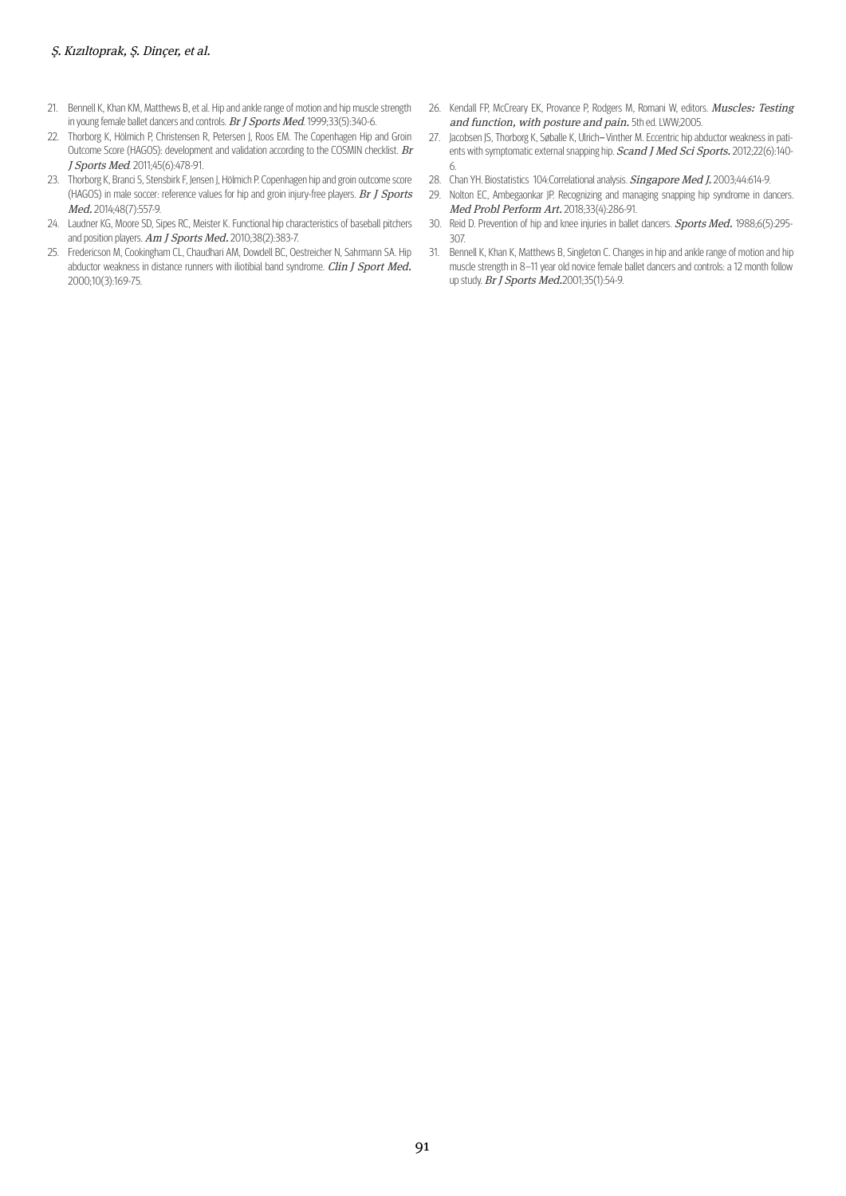21. Bennell K, Khan KM, Matthews B, et al. Hip and ankle range of motion and hip muscle strength in young female ballet dancers and controls. *Br J Sports Med.* 1999;33(5):340-6.
22. Thorborg K, Hölmich P, Christensen R, Petersen J, Roos EM. The Copenhagen Hip and Groin Outcome Score (HAGOS): development and validation according to the COSMIN checklist. *Br J Sports Med.* 2011;45(6):478-91.
23. Thorborg K, Branci S, Stensbirk F, Jensen J, Hölmich P. Copenhagen hip and groin outcome score (HAGOS) in male soccer: reference values for hip and groin injury-free players. *Br J Sports Med.* 2014;48(7):557-9.
24. Laudner KG, Moore SD, Sipes RC, Meister K. Functional hip characteristics of baseball pitchers and position players. *Am J Sports Med.* 2010;38(2):383-7.
25. Fredericson M, Cookingham CL, Chaudhari AM, Dowdell BC, Oestreicher N, Sahrmann SA. Hip abductor weakness in distance runners with iliotibial band syndrome. *Clin J Sport Med.* 2000;10(3):169-75.
26. Kendall FP, McCreary EK, Provance P, Rodgers M, Romani W, editors. *Muscles: Testing and function, with posture and pain.* 5th ed. LWW;2005.
27. Jacobsen JS, Thorborg K, Søballe K, Ulrich–Vinther M. Eccentric hip abductor weakness in patients with symptomatic external snapping hip. *Scand J Med Sci Sports.* 2012;22(6):140-6.
28. Chan YH. Biostatistics 104:Correlational analysis. *Singapore Med J.* 2003;44:614-9.
29. Nolton EC, Ambegaonkar JP. Recognizing and managing snapping hip syndrome in dancers. *Med Probl Perform Art.* 2018;33(4):286-91.
30. Reid D. Prevention of hip and knee injuries in ballet dancers. *Sports Med.* 1988;6(5):295-307.
31. Bennell K, Khan K, Matthews B, Singleton C. Changes in hip and ankle range of motion and hip muscle strength in 8–11 year old novice female ballet dancers and controls: a 12 month follow up study. *Br J Sports Med.* 2001;35(1):54-9.